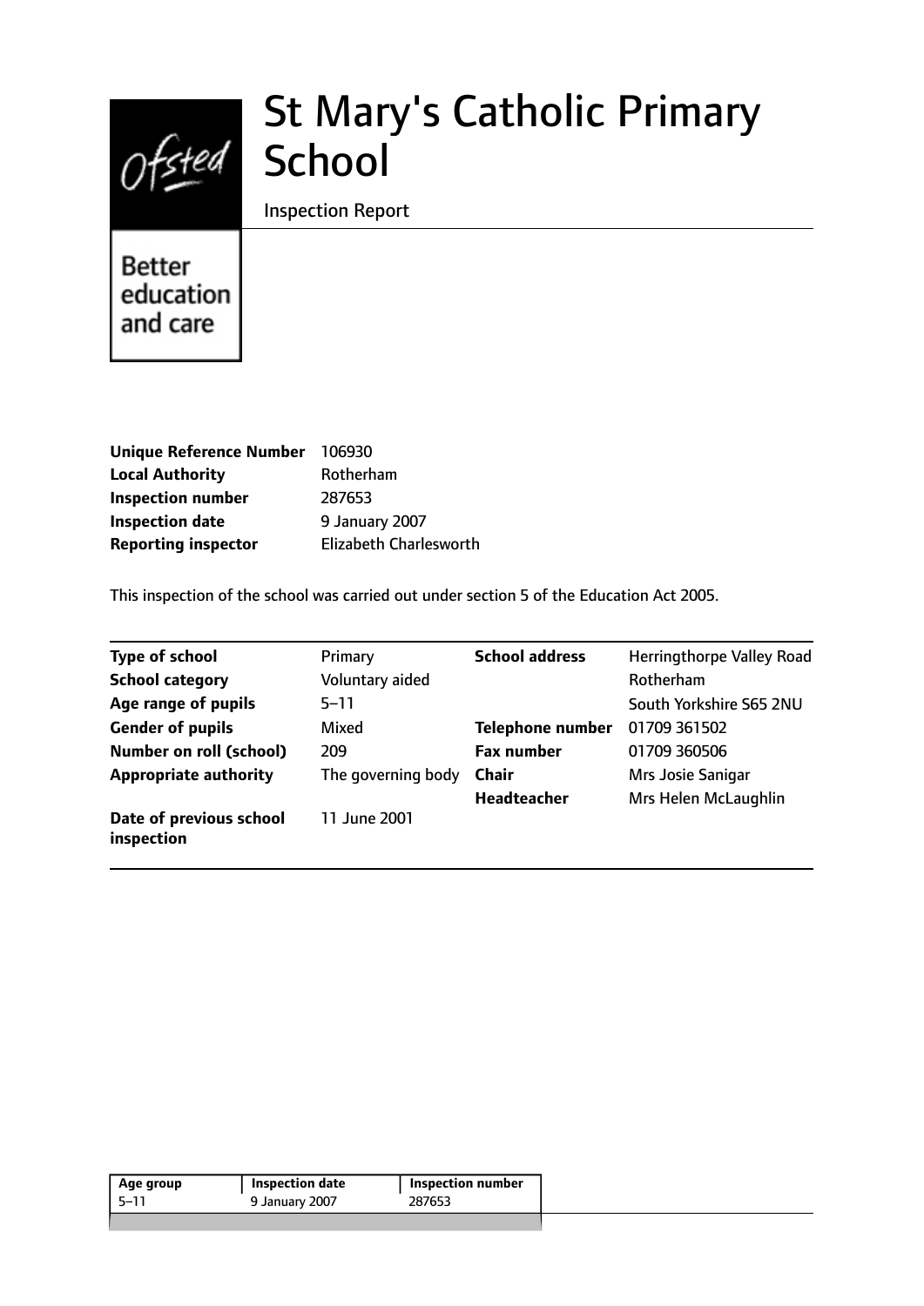# St Mary's Catholic Primary School

Inspection Report

Better education and care

| | |
|---|---|
| **Unique Reference Number** | 106930 |
| **Local Authority** | Rotherham |
| **Inspection number** | 287653 |
| **Inspection date** | 9 January 2007 |
| **Reporting inspector** | Elizabeth Charlesworth |

This inspection of the school was carried out under section 5 of the Education Act 2005.

| | | | |
|---|---|---|---|
| **Type of school** | Primary | **School address** | Herringthorpe Valley Road |
| **School category** | Voluntary aided | | Rotherham |
| **Age range of pupils** | 5–11 | | South Yorkshire S65 2NU |
| **Gender of pupils** | Mixed | **Telephone number** | 01709 361502 |
| **Number on roll (school)** | 209 | **Fax number** | 01709 360506 |
| **Appropriate authority** | The governing body | **Chair** | Mrs Josie Sanigar |
| | | **Headteacher** | Mrs Helen McLaughlin |
| **Date of previous school inspection** | 11 June 2001 | | |

| Age group | Inspection date | Inspection number |
|---|---|---|
| 5–11 | 9 January 2007 | 287653 |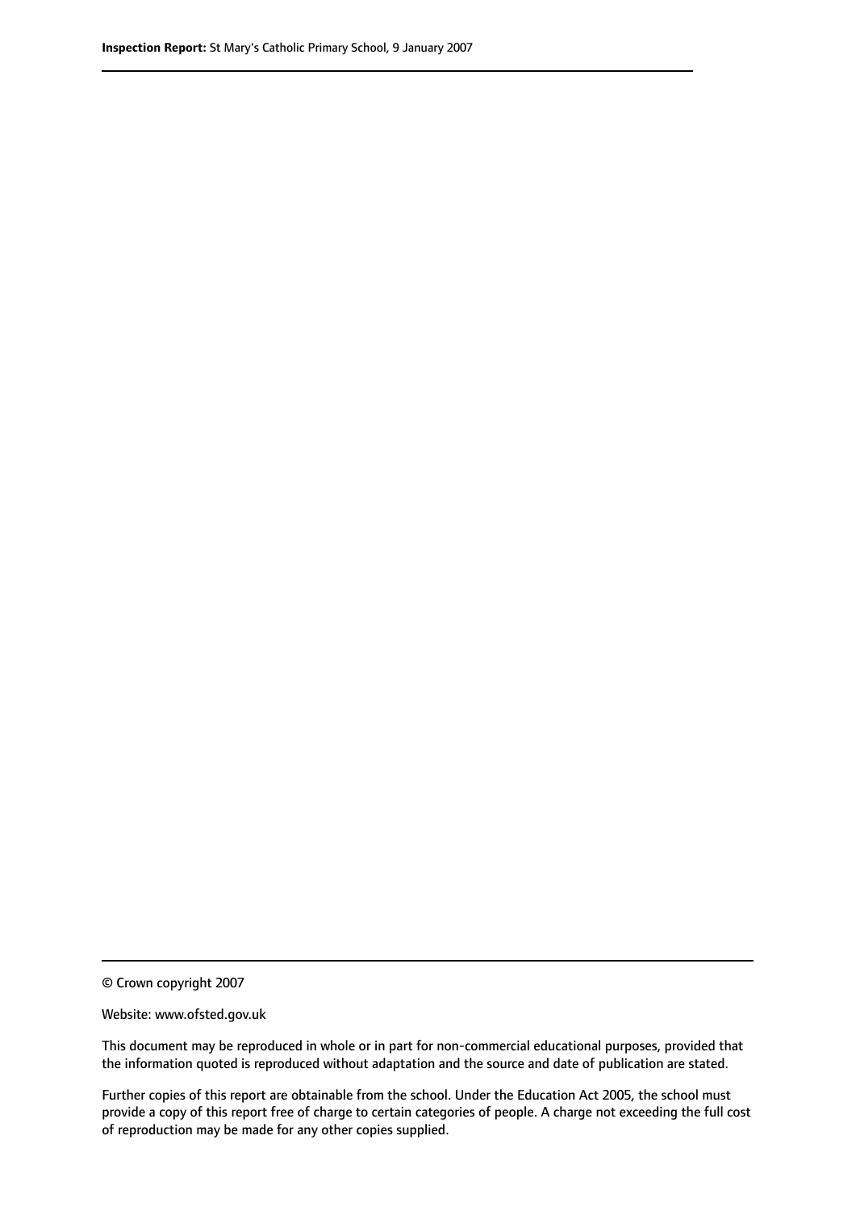© Crown copyright 2007

Website: www.ofsted.gov.uk

This document may be reproduced in whole or in part for non-commercial educational purposes, provided that the information quoted is reproduced without adaptation and the source and date of publication are stated.

Further copies of this report are obtainable from the school. Under the Education Act 2005, the school must provide a copy of this report free of charge to certain categories of people. A charge not exceeding the full cost of reproduction may be made for any other copies supplied.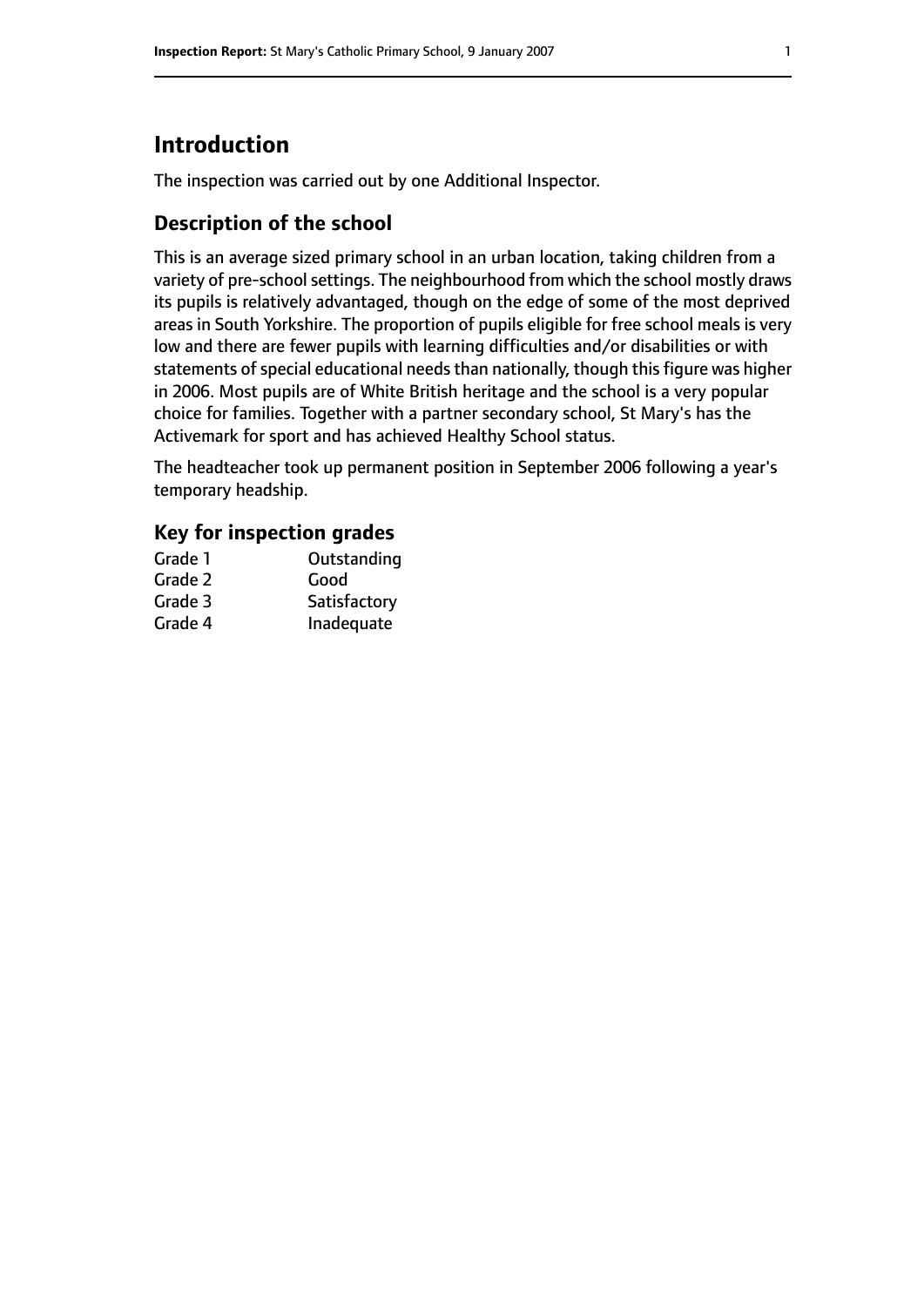# Introduction

The inspection was carried out by one Additional Inspector.

## Description of the school

This is an average sized primary school in an urban location, taking children from a variety of pre-school settings. The neighbourhood from which the school mostly draws its pupils is relatively advantaged, though on the edge of some of the most deprived areas in South Yorkshire. The proportion of pupils eligible for free school meals is very low and there are fewer pupils with learning difficulties and/or disabilities or with statements of special educational needs than nationally, though this figure was higher in 2006. Most pupils are of White British heritage and the school is a very popular choice for families. Together with a partner secondary school, St Mary's has the Activemark for sport and has achieved Healthy School status.

The headteacher took up permanent position in September 2006 following a year's temporary headship.

### Key for inspection grades

| | |
|---|---|
| Grade 1 | Outstanding |
| Grade 2 | Good |
| Grade 3 | Satisfactory |
| Grade 4 | Inadequate |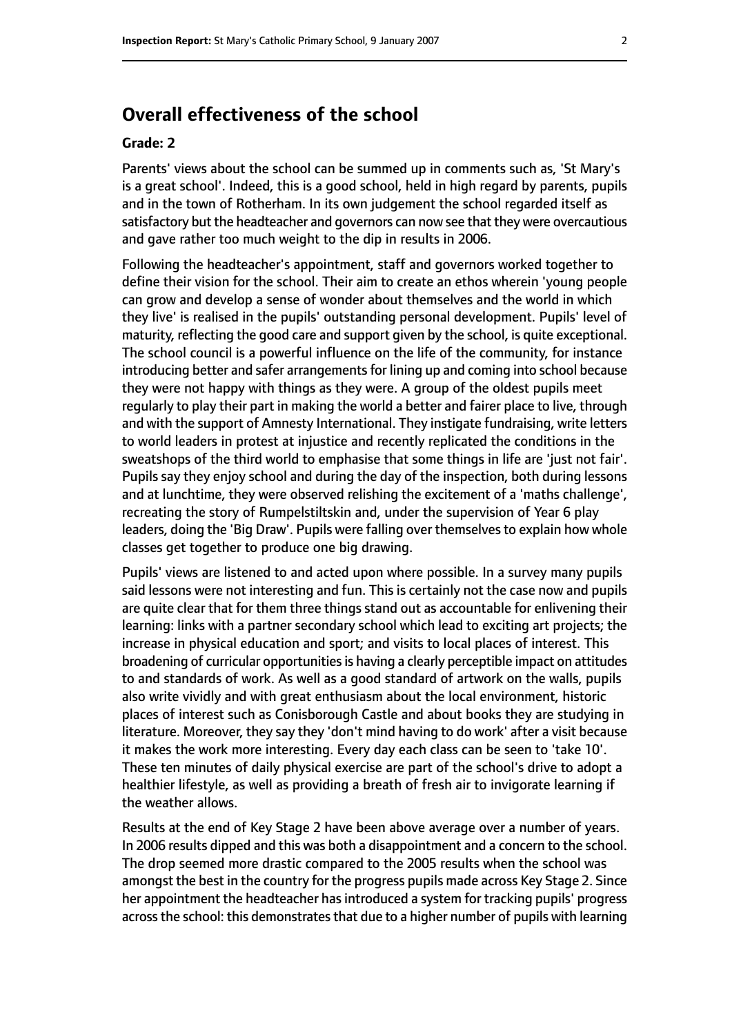## Overall effectiveness of the school

### Grade: 2

Parents' views about the school can be summed up in comments such as, 'St Mary's is a great school'. Indeed, this is a good school, held in high regard by parents, pupils and in the town of Rotherham. In its own judgement the school regarded itself as satisfactory but the headteacher and governors can now see that they were overcautious and gave rather too much weight to the dip in results in 2006.

Following the headteacher's appointment, staff and governors worked together to define their vision for the school. Their aim to create an ethos wherein 'young people can grow and develop a sense of wonder about themselves and the world in which they live' is realised in the pupils' outstanding personal development. Pupils' level of maturity, reflecting the good care and support given by the school, is quite exceptional. The school council is a powerful influence on the life of the community, for instance introducing better and safer arrangements for lining up and coming into school because they were not happy with things as they were. A group of the oldest pupils meet regularly to play their part in making the world a better and fairer place to live, through and with the support of Amnesty International. They instigate fundraising, write letters to world leaders in protest at injustice and recently replicated the conditions in the sweatshops of the third world to emphasise that some things in life are 'just not fair'. Pupils say they enjoy school and during the day of the inspection, both during lessons and at lunchtime, they were observed relishing the excitement of a 'maths challenge', recreating the story of Rumpelstiltskin and, under the supervision of Year 6 play leaders, doing the 'Big Draw'. Pupils were falling over themselves to explain how whole classes get together to produce one big drawing.

Pupils' views are listened to and acted upon where possible. In a survey many pupils said lessons were not interesting and fun. This is certainly not the case now and pupils are quite clear that for them three things stand out as accountable for enlivening their learning: links with a partner secondary school which lead to exciting art projects; the increase in physical education and sport; and visits to local places of interest. This broadening of curricular opportunities is having a clearly perceptible impact on attitudes to and standards of work. As well as a good standard of artwork on the walls, pupils also write vividly and with great enthusiasm about the local environment, historic places of interest such as Conisborough Castle and about books they are studying in literature. Moreover, they say they 'don't mind having to do work' after a visit because it makes the work more interesting. Every day each class can be seen to 'take 10'. These ten minutes of daily physical exercise are part of the school's drive to adopt a healthier lifestyle, as well as providing a breath of fresh air to invigorate learning if the weather allows.

Results at the end of Key Stage 2 have been above average over a number of years. In 2006 results dipped and this was both a disappointment and a concern to the school. The drop seemed more drastic compared to the 2005 results when the school was amongst the best in the country for the progress pupils made across Key Stage 2. Since her appointment the headteacher has introduced a system for tracking pupils' progress across the school: this demonstrates that due to a higher number of pupils with learning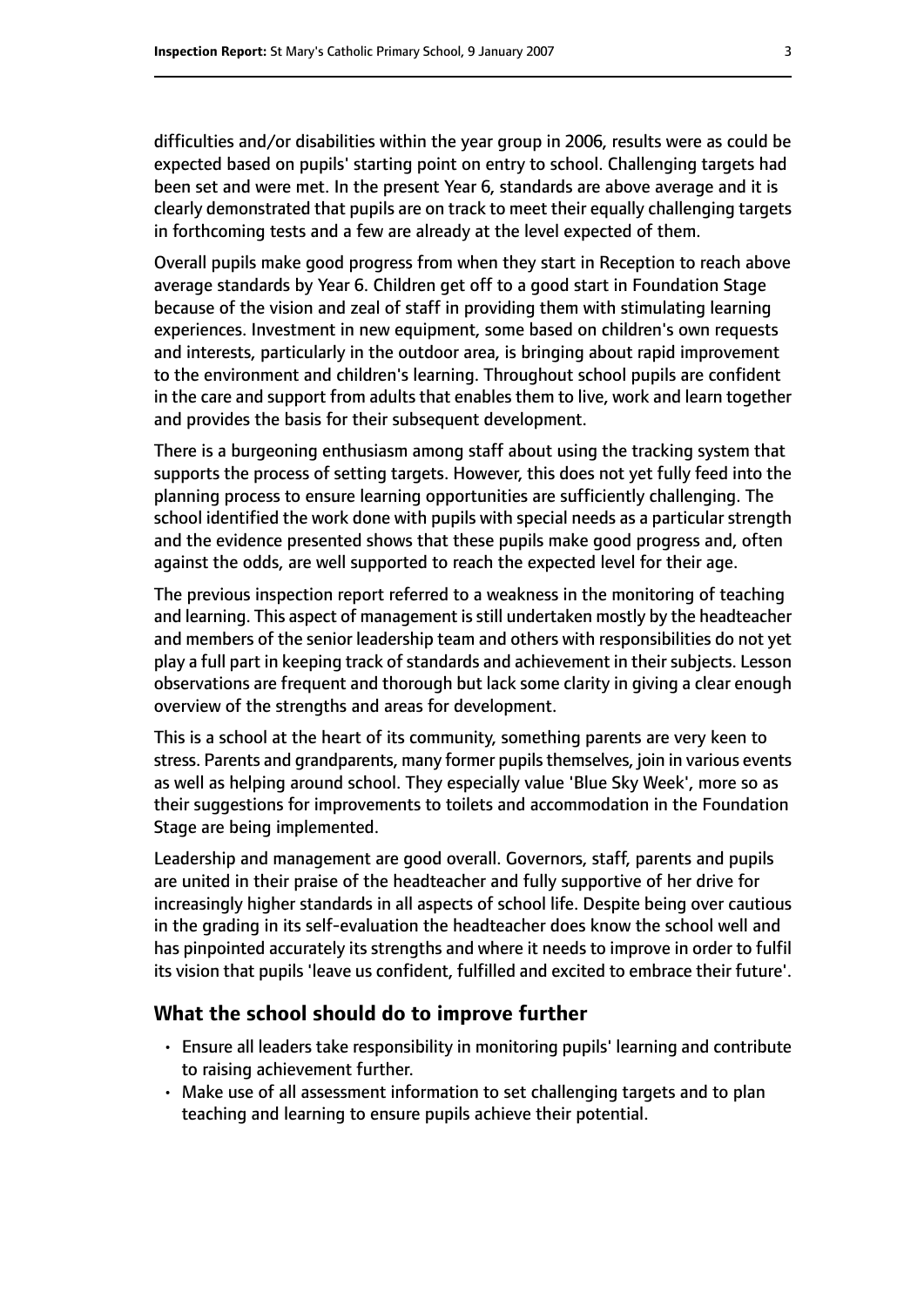difficulties and/or disabilities within the year group in 2006, results were as could be expected based on pupils' starting point on entry to school. Challenging targets had been set and were met. In the present Year 6, standards are above average and it is clearly demonstrated that pupils are on track to meet their equally challenging targets in forthcoming tests and a few are already at the level expected of them.

Overall pupils make good progress from when they start in Reception to reach above average standards by Year 6. Children get off to a good start in Foundation Stage because of the vision and zeal of staff in providing them with stimulating learning experiences. Investment in new equipment, some based on children's own requests and interests, particularly in the outdoor area, is bringing about rapid improvement to the environment and children's learning. Throughout school pupils are confident in the care and support from adults that enables them to live, work and learn together and provides the basis for their subsequent development.

There is a burgeoning enthusiasm among staff about using the tracking system that supports the process of setting targets. However, this does not yet fully feed into the planning process to ensure learning opportunities are sufficiently challenging. The school identified the work done with pupils with special needs as a particular strength and the evidence presented shows that these pupils make good progress and, often against the odds, are well supported to reach the expected level for their age.

The previous inspection report referred to a weakness in the monitoring of teaching and learning. This aspect of management is still undertaken mostly by the headteacher and members of the senior leadership team and others with responsibilities do not yet play a full part in keeping track of standards and achievement in their subjects. Lesson observations are frequent and thorough but lack some clarity in giving a clear enough overview of the strengths and areas for development.

This is a school at the heart of its community, something parents are very keen to stress. Parents and grandparents, many former pupils themselves, join in various events as well as helping around school. They especially value 'Blue Sky Week', more so as their suggestions for improvements to toilets and accommodation in the Foundation Stage are being implemented.

Leadership and management are good overall. Governors, staff, parents and pupils are united in their praise of the headteacher and fully supportive of her drive for increasingly higher standards in all aspects of school life. Despite being over cautious in the grading in its self-evaluation the headteacher does know the school well and has pinpointed accurately its strengths and where it needs to improve in order to fulfil its vision that pupils 'leave us confident, fulfilled and excited to embrace their future'.

## What the school should do to improve further

- Ensure all leaders take responsibility in monitoring pupils' learning and contribute to raising achievement further.
- Make use of all assessment information to set challenging targets and to plan teaching and learning to ensure pupils achieve their potential.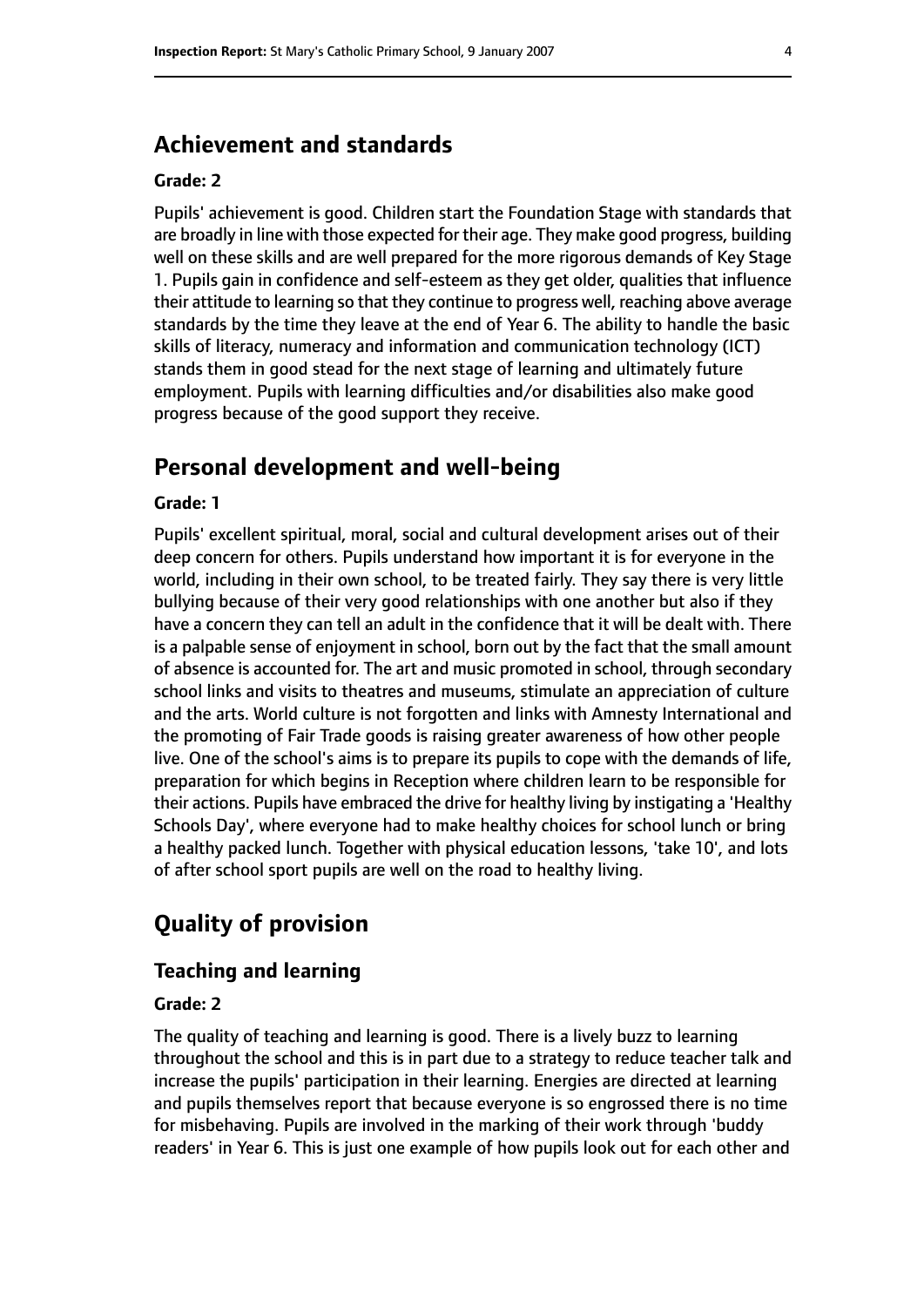## Achievement and standards

#### Grade: 2

Pupils' achievement is good. Children start the Foundation Stage with standards that are broadly in line with those expected for their age. They make good progress, building well on these skills and are well prepared for the more rigorous demands of Key Stage 1. Pupils gain in confidence and self-esteem as they get older, qualities that influence their attitude to learning so that they continue to progress well, reaching above average standards by the time they leave at the end of Year 6. The ability to handle the basic skills of literacy, numeracy and information and communication technology (ICT) stands them in good stead for the next stage of learning and ultimately future employment. Pupils with learning difficulties and/or disabilities also make good progress because of the good support they receive.

## Personal development and well-being

#### Grade: 1

Pupils' excellent spiritual, moral, social and cultural development arises out of their deep concern for others. Pupils understand how important it is for everyone in the world, including in their own school, to be treated fairly. They say there is very little bullying because of their very good relationships with one another but also if they have a concern they can tell an adult in the confidence that it will be dealt with. There is a palpable sense of enjoyment in school, born out by the fact that the small amount of absence is accounted for. The art and music promoted in school, through secondary school links and visits to theatres and museums, stimulate an appreciation of culture and the arts. World culture is not forgotten and links with Amnesty International and the promoting of Fair Trade goods is raising greater awareness of how other people live. One of the school's aims is to prepare its pupils to cope with the demands of life, preparation for which begins in Reception where children learn to be responsible for their actions. Pupils have embraced the drive for healthy living by instigating a 'Healthy Schools Day', where everyone had to make healthy choices for school lunch or bring a healthy packed lunch. Together with physical education lessons, 'take 10', and lots of after school sport pupils are well on the road to healthy living.

## Quality of provision

### Teaching and learning

#### Grade: 2

The quality of teaching and learning is good. There is a lively buzz to learning throughout the school and this is in part due to a strategy to reduce teacher talk and increase the pupils' participation in their learning. Energies are directed at learning and pupils themselves report that because everyone is so engrossed there is no time for misbehaving. Pupils are involved in the marking of their work through 'buddy readers' in Year 6. This is just one example of how pupils look out for each other and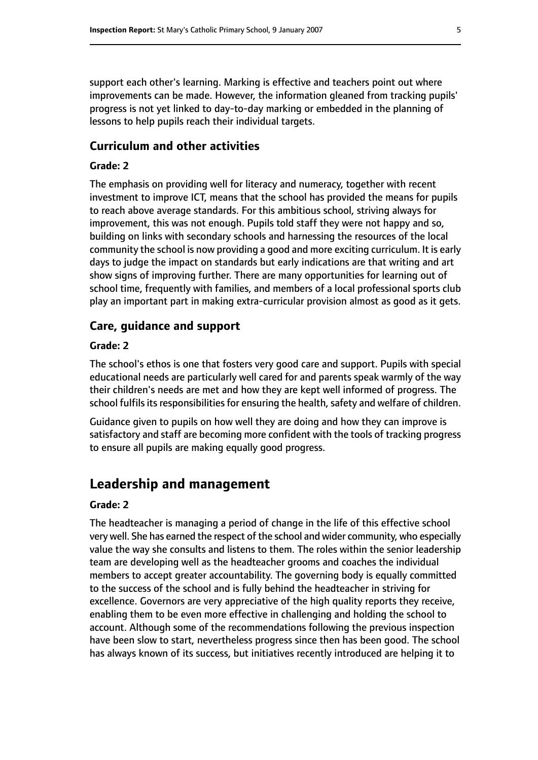support each other's learning. Marking is effective and teachers point out where improvements can be made. However, the information gleaned from tracking pupils' progress is not yet linked to day-to-day marking or embedded in the planning of lessons to help pupils reach their individual targets.

### Curriculum and other activities

#### Grade: 2

The emphasis on providing well for literacy and numeracy, together with recent investment to improve ICT, means that the school has provided the means for pupils to reach above average standards. For this ambitious school, striving always for improvement, this was not enough. Pupils told staff they were not happy and so, building on links with secondary schools and harnessing the resources of the local community the school is now providing a good and more exciting curriculum. It is early days to judge the impact on standards but early indications are that writing and art show signs of improving further. There are many opportunities for learning out of school time, frequently with families, and members of a local professional sports club play an important part in making extra-curricular provision almost as good as it gets.

### Care, guidance and support

#### Grade: 2

The school's ethos is one that fosters very good care and support. Pupils with special educational needs are particularly well cared for and parents speak warmly of the way their children's needs are met and how they are kept well informed of progress. The school fulfils its responsibilities for ensuring the health, safety and welfare of children.

Guidance given to pupils on how well they are doing and how they can improve is satisfactory and staff are becoming more confident with the tools of tracking progress to ensure all pupils are making equally good progress.

## Leadership and management

#### Grade: 2

The headteacher is managing a period of change in the life of this effective school very well. She has earned the respect of the school and wider community, who especially value the way she consults and listens to them. The roles within the senior leadership team are developing well as the headteacher grooms and coaches the individual members to accept greater accountability. The governing body is equally committed to the success of the school and is fully behind the headteacher in striving for excellence. Governors are very appreciative of the high quality reports they receive, enabling them to be even more effective in challenging and holding the school to account. Although some of the recommendations following the previous inspection have been slow to start, nevertheless progress since then has been good. The school has always known of its success, but initiatives recently introduced are helping it to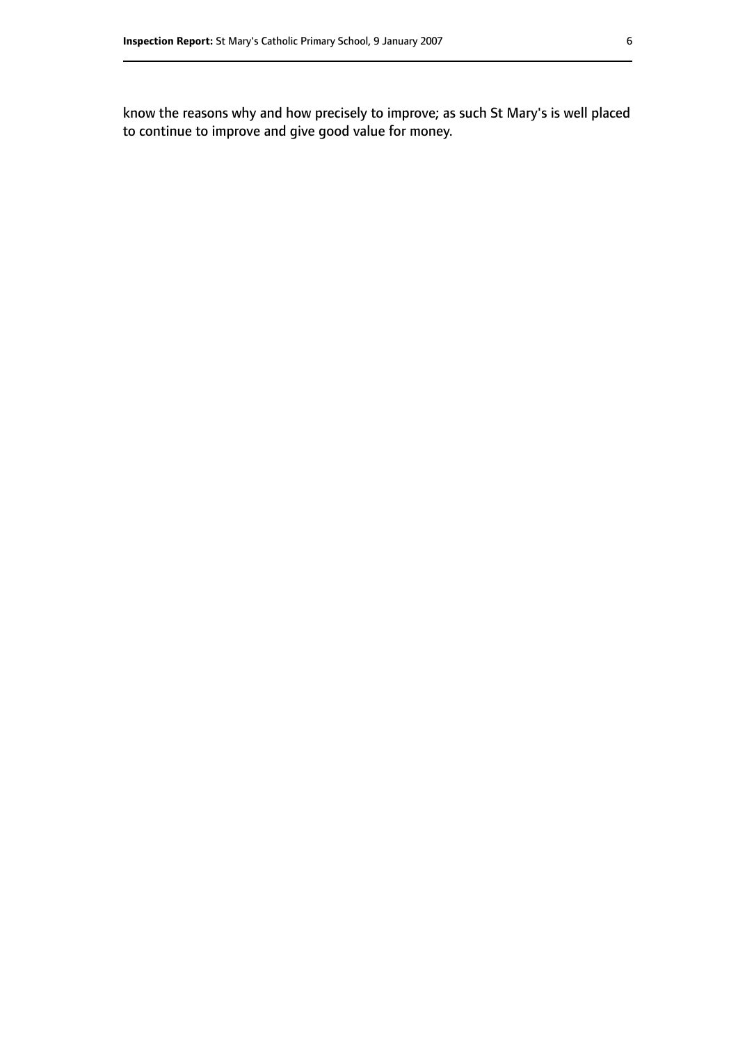know the reasons why and how precisely to improve; as such St Mary's is well placed to continue to improve and give good value for money.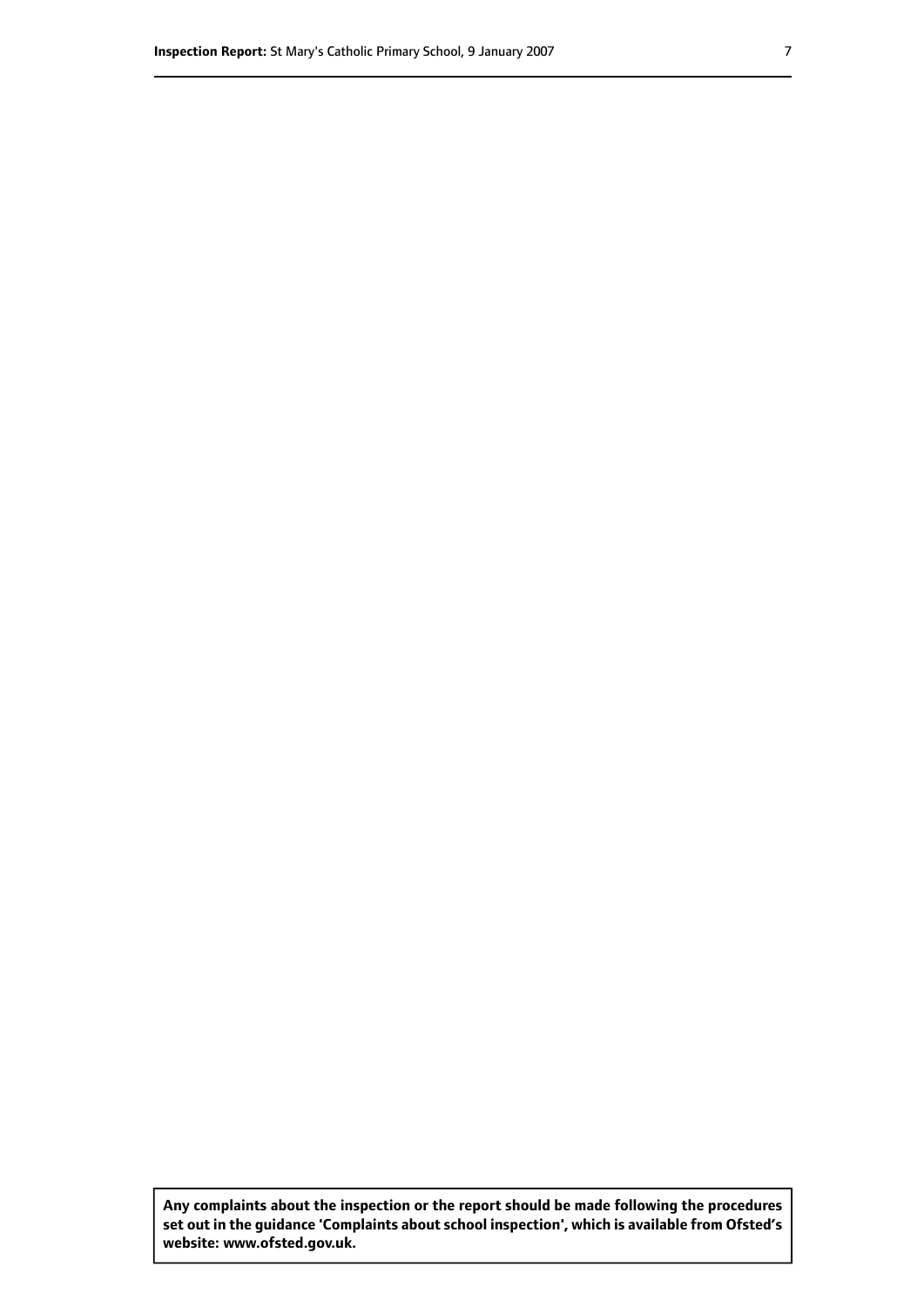**Any complaints about the inspection or the report should be made following the procedures set out in the guidance 'Complaints about school inspection', which is available from Ofsted's website: www.ofsted.gov.uk.**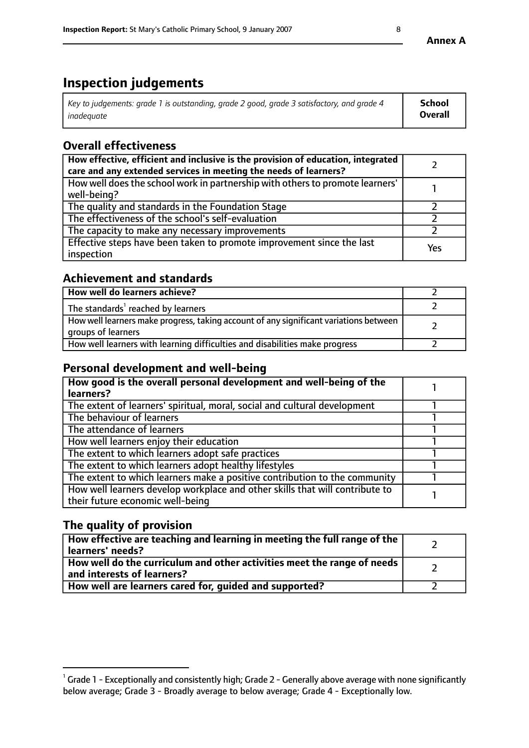# Inspection judgements

| *Key to judgements: grade 1 is outstanding, grade 2 good, grade 3 satisfactory, and grade 4 inadequate* | **School Overall** |
|---|---|

## Overall effectiveness

| | |
|---|---|
| **How effective, efficient and inclusive is the provision of education, integrated care and any extended services in meeting the needs of learners?** | 2 |
| How well does the school work in partnership with others to promote learners' well-being? | 1 |
| The quality and standards in the Foundation Stage | 2 |
| The effectiveness of the school's self-evaluation | 2 |
| The capacity to make any necessary improvements | 2 |
| Effective steps have been taken to promote improvement since the last inspection | Yes |

## Achievement and standards

| | |
|---|---|
| **How well do learners achieve?** | 2 |
| The standards[1] reached by learners | 2 |
| How well learners make progress, taking account of any significant variations between groups of learners | 2 |
| How well learners with learning difficulties and disabilities make progress | 2 |

## Personal development and well-being

| | |
|---|---|
| **How good is the overall personal development and well-being of the learners?** | 1 |
| The extent of learners' spiritual, moral, social and cultural development | 1 |
| The behaviour of learners | 1 |
| The attendance of learners | 1 |
| How well learners enjoy their education | 1 |
| The extent to which learners adopt safe practices | 1 |
| The extent to which learners adopt healthy lifestyles | 1 |
| The extent to which learners make a positive contribution to the community | 1 |
| How well learners develop workplace and other skills that will contribute to their future economic well-being | 1 |

## The quality of provision

| | |
|---|---|
| **How effective are teaching and learning in meeting the full range of the learners' needs?** | 2 |
| **How well do the curriculum and other activities meet the range of needs and interests of learners?** | 2 |
| **How well are learners cared for, guided and supported?** | 2 |

[1] Grade 1 - Exceptionally and consistently high; Grade 2 - Generally above average with none significantly below average; Grade 3 - Broadly average to below average; Grade 4 - Exceptionally low.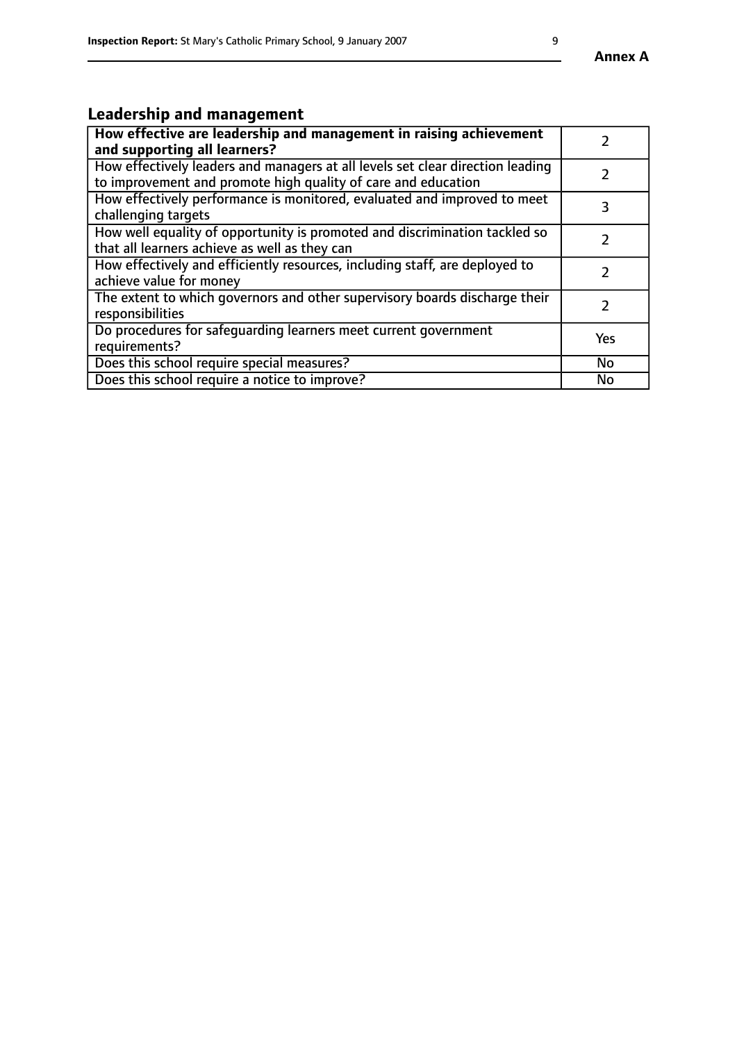## Leadership and management

| **How effective are leadership and management in raising achievement and supporting all learners?** | 2 |
|---|---|
| How effectively leaders and managers at all levels set clear direction leading to improvement and promote high quality of care and education | 2 |
| How effectively performance is monitored, evaluated and improved to meet challenging targets | 3 |
| How well equality of opportunity is promoted and discrimination tackled so that all learners achieve as well as they can | 2 |
| How effectively and efficiently resources, including staff, are deployed to achieve value for money | 2 |
| The extent to which governors and other supervisory boards discharge their responsibilities | 2 |
| Do procedures for safeguarding learners meet current government requirements? | Yes |
| Does this school require special measures? | No |
| Does this school require a notice to improve? | No |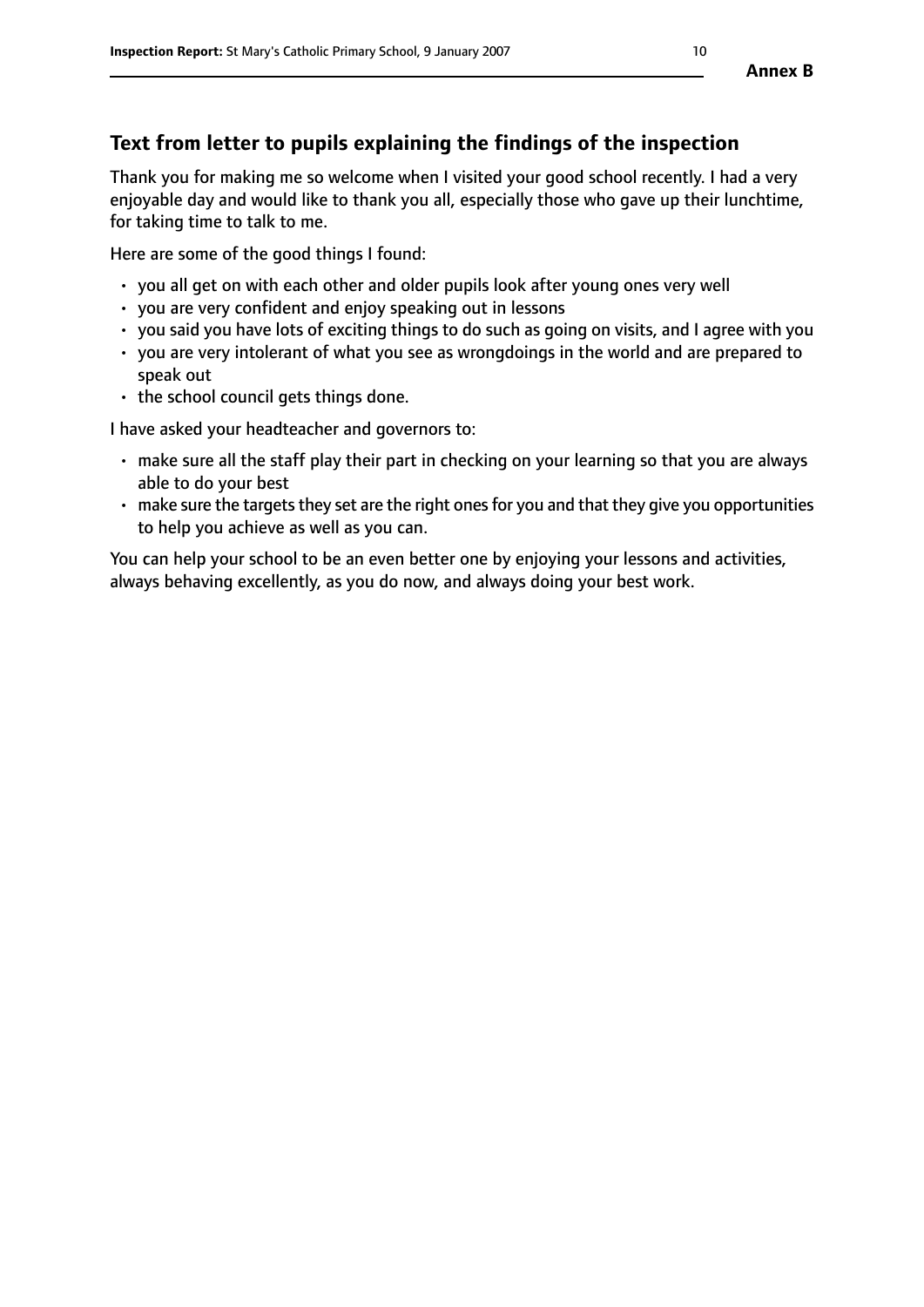## Text from letter to pupils explaining the findings of the inspection

Thank you for making me so welcome when I visited your good school recently. I had a very enjoyable day and would like to thank you all, especially those who gave up their lunchtime, for taking time to talk to me.

Here are some of the good things I found:

- you all get on with each other and older pupils look after young ones very well
- you are very confident and enjoy speaking out in lessons
- you said you have lots of exciting things to do such as going on visits, and I agree with you
- you are very intolerant of what you see as wrongdoings in the world and are prepared to speak out
- the school council gets things done.

I have asked your headteacher and governors to:

- make sure all the staff play their part in checking on your learning so that you are always able to do your best
- make sure the targets they set are the right ones for you and that they give you opportunities to help you achieve as well as you can.

You can help your school to be an even better one by enjoying your lessons and activities, always behaving excellently, as you do now, and always doing your best work.